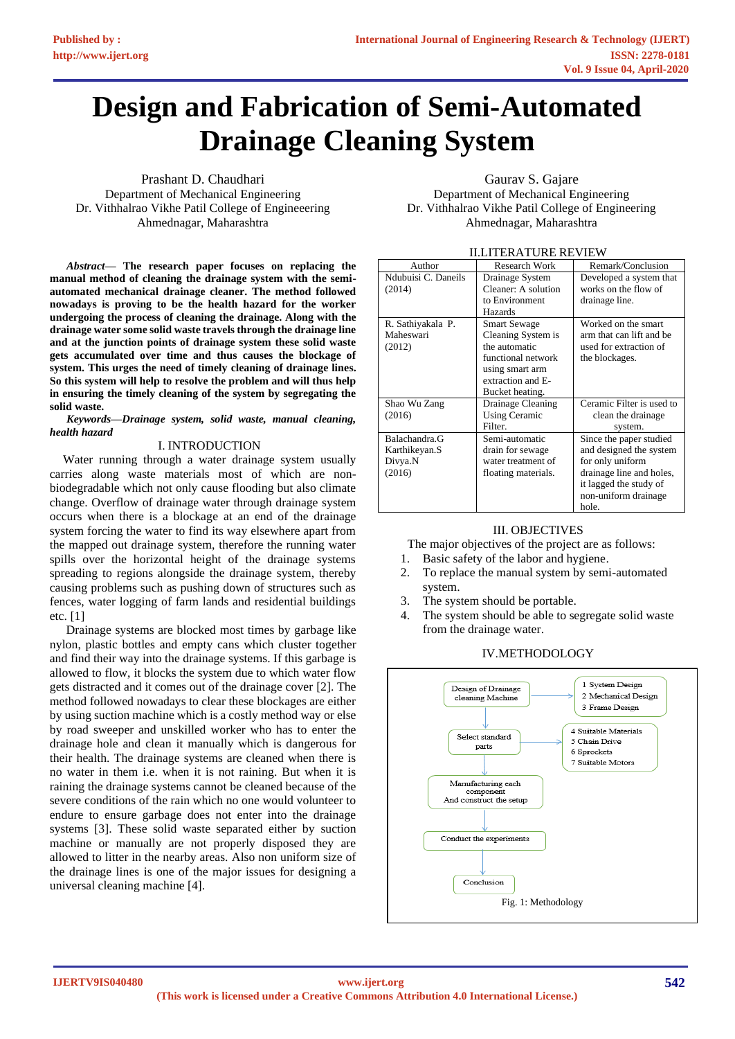# Design and Fabrication of Semi-Automated Drainage Cleaning System

Prashant D. Chaudhari
Department of Mechanical Engineering
Dr. Vithhalrao Vikhe Patil College of Engineeering
Ahmednagar, Maharashtra

Gaurav S. Gajare
Department of Mechanical Engineering
Dr. Vithhalrao Vikhe Patil College of Engineeering
Ahmednagar, Maharashtra

***Abstract*— The research paper focuses on replacing the manual method of cleaning the drainage system with the semi-automated mechanical drainage cleaner. The method followed nowadays is proving to be the health hazard for the worker undergoing the process of cleaning the drainage. Along with the drainage water some solid waste travels through the drainage line and at the junction points of drainage system these solid waste gets accumulated over time and thus causes the blockage of system. This urges the need of timely cleaning of drainage lines. So this system will help to resolve the problem and will thus help in ensuring the timely cleaning of the system by segregating the solid waste.**

***Keywords—Drainage system, solid waste, manual cleaning, health hazard***

## I. INTRODUCTION

Water running through a water drainage system usually carries along waste materials most of which are non-biodegradable which not only cause flooding but also climate change. Overflow of drainage water through drainage system occurs when there is a blockage at an end of the drainage system forcing the water to find its way elsewhere apart from the mapped out drainage system, therefore the running water spills over the horizontal height of the drainage systems spreading to regions alongside the drainage system, thereby causing problems such as pushing down of structures such as fences, water logging of farm lands and residential buildings etc. [1]

Drainage systems are blocked most times by garbage like nylon, plastic bottles and empty cans which cluster together and find their way into the drainage systems. If this garbage is allowed to flow, it blocks the system due to which water flow gets distracted and it comes out of the drainage cover [2]. The method followed nowadays to clear these blockages are either by using suction machine which is a costly method way or else by road sweeper and unskilled worker who has to enter the drainage hole and clean it manually which is dangerous for their health. The drainage systems are cleaned when there is no water in them i.e. when it is not raining. But when it is raining the drainage systems cannot be cleaned because of the severe conditions of the rain which no one would volunteer to endure to ensure garbage does not enter into the drainage systems [3]. These solid waste separated either by suction machine or manually are not properly disposed they are allowed to litter in the nearby areas. Also non uniform size of the drainage lines is one of the major issues for designing a universal cleaning machine [4].

## II. LITERATURE REVIEW

| Author | Research Work | Remark/Conclusion |
|---|---|---|
| Ndubuisi C. Daneils (2014) | Drainage System Cleaner: A solution to Environment Hazards | Developed a system that works on the flow of drainage line. |
| R. Sathiyakala P. Maheswari (2012) | Smart Sewage Cleaning System is the automatic functional network using smart arm extraction and E-Bucket heating. | Worked on the smart arm that can lift and be used for extraction of the blockages. |
| Shao Wu Zang (2016) | Drainage Cleaning Using Ceramic Filter. | Ceramic Filter is used to clean the drainage system. |
| Balachandra.G Karthikeyan.S Divya.N (2016) | Semi-automatic drain for sewage water treatment of floating materials. | Since the paper studied and designed the system for only uniform drainage line and holes, it lagged the study of non-uniform drainage hole. |

## III. OBJECTIVES

The major objectives of the project are as follows:

1. Basic safety of the labor and hygiene.
2. To replace the manual system by semi-automated system.
3. The system should be portable.
4. The system should be able to segregate solid waste from the drainage water.

## IV. METHODOLOGY

Design of Drainage cleaning Machine → 1 System Design, 2 Mechanical Design, 3 Frame Design

↓

Select standard parts → 4 Suitable Materials, 5 Chain Drive, 6 Sprockets, 7 Suitable Motors

↓

Manufacturing each component And construct the setup

↓

Conduct the experiments

↓

Conclusion

Fig. 1: Methodology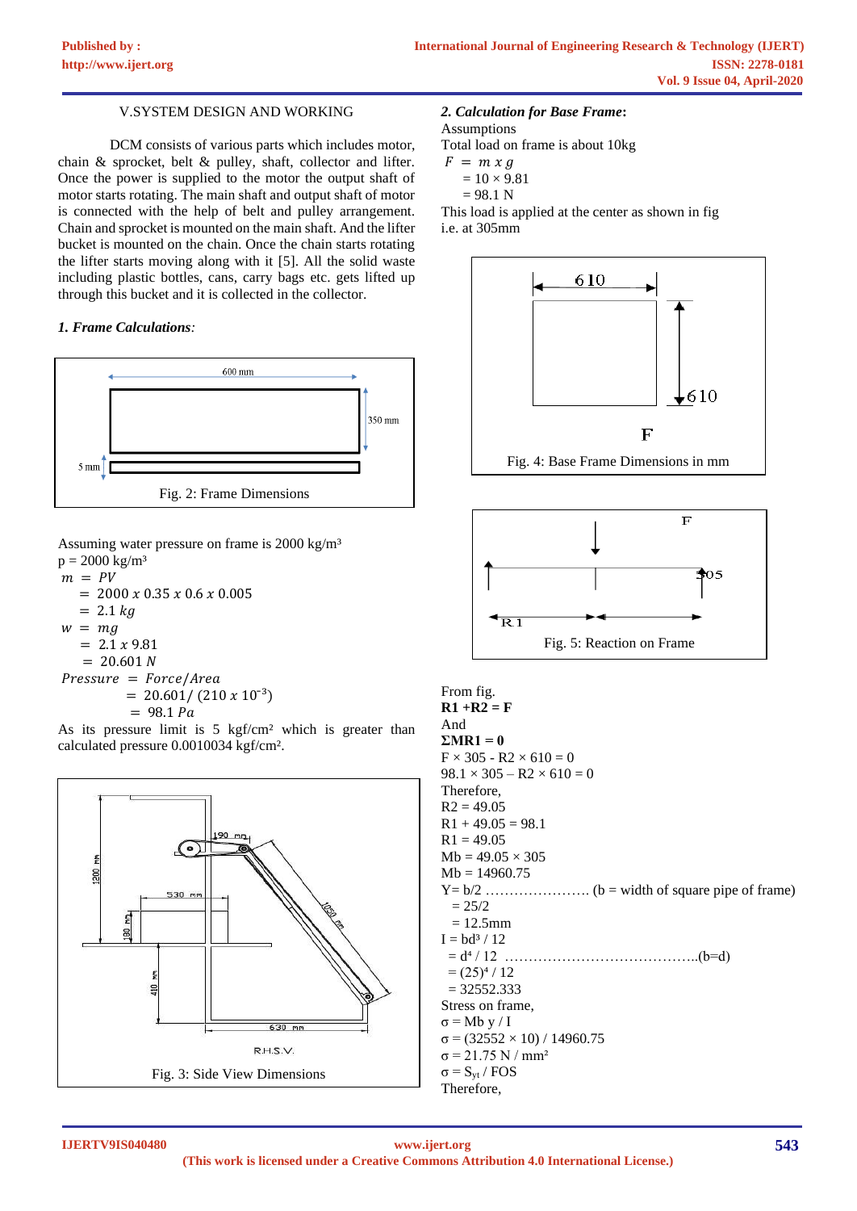## V.SYSTEM DESIGN AND WORKING

DCM consists of various parts which includes motor, chain & sprocket, belt & pulley, shaft, collector and lifter. Once the power is supplied to the motor the output shaft of motor starts rotating. The main shaft and output shaft of motor is connected with the help of belt and pulley arrangement. Chain and sprocket is mounted on the main shaft. And the lifter bucket is mounted on the chain. Once the chain starts rotating the lifter starts moving along with it [5]. All the solid waste including plastic bottles, cans, carry bags etc. gets lifted up through this bucket and it is collected in the collector.

### *1. Frame Calculations:*

Fig. 2: Frame Dimensions

Assuming water pressure on frame is 2000 kg/m³

p = 2000 kg/m³

$m = PV$

$= 2000 \; x \; 0.35 \; x \; 0.6 \; x \; 0.005$

$= 2.1 \; kg$

$w = mg$

$= 2.1 \; x \; 9.81$

$= 20.601 \; N$

$Pressure = Force/Area$

$= 20.601/\,(210 \; x \; 10^{-3})$

$= 98.1 \; Pa$

As its pressure limit is 5 kgf/cm² which is greater than calculated pressure 0.0010034 kgf/cm².

Fig. 3: Side View Dimensions

### *2. Calculation for Base Frame:*

Assumptions

Total load on frame is about 10kg

$F = m \; x \; g$

$= 10 \times 9.81$

$= 98.1$ N

This load is applied at the center as shown in fig i.e. at 305mm

Fig. 4: Base Frame Dimensions in mm

Fig. 5: Reaction on Frame

From fig.

**R1 +R2 = F**

And

**ΣMR1 = 0**

F × 305 - R2 × 610 = 0

98.1 × 305 – R2 × 610 = 0

Therefore,

R2 = 49.05

R1 + 49.05 = 98.1

R1 = 49.05

Mb = 49.05 × 305

Mb = 14960.75

Y= b/2 …………………. (b = width of square pipe of frame)

= 25/2

= 12.5mm

I = bd³ / 12

= d⁴ / 12 …………………………………..(b=d)

= (25)⁴ / 12

= 32552.333

Stress on frame,

σ = Mb y / I

σ = (32552 × 10) / 14960.75

σ = 21.75 N / mm²

σ = $S_{yt}$ / FOS

Therefore,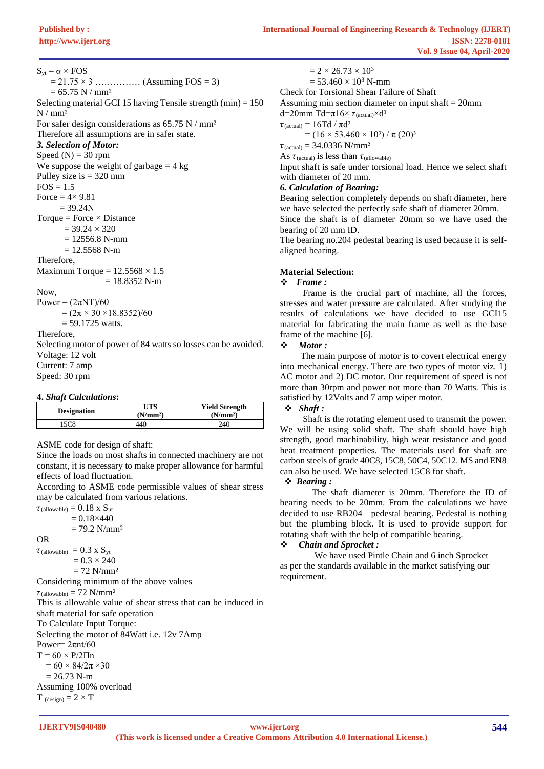$S_{yt} = \sigma \times FOS$

$= 21.75 \times 3$ …………… (Assuming FOS = 3)

$= 65.75$ N / mm²

Selecting material GCI 15 having Tensile strength (min) = 150 N / mm²

For safer design considerations as 65.75 N / mm²

Therefore all assumptions are in safer state.

***3. Selection of Motor:***

Speed (N) = 30 rpm

We suppose the weight of garbage = 4 kg

Pulley size is = 320 mm

FOS = 1.5

Force = 4× 9.81

= 39.24N

Torque = Force × Distance

= 39.24 × 320

= 12556.8 N-mm

= 12.5568 N-m

Therefore,

Maximum Torque = 12.5568 × 1.5

= 18.8352 N-m

Now,

Power = $(2\pi NT)/60$

$= (2\pi \times 30 \times 18.8352)/60$

= 59.1725 watts.

Therefore,

Selecting motor of power of 84 watts so losses can be avoided.

Voltage: 12 volt

Current: 7 amp

Speed: 30 rpm

**4. *Shaft Calculations*:**

| Designation | UTS (N/mm²) | Yield Strength (N/mm²) |
| --- | --- | --- |
| 15C8 | 440 | 240 |

ASME code for design of shaft:

Since the loads on most shafts in connected machinery are not constant, it is necessary to make proper allowance for harmful effects of load fluctuation.

According to ASME code permissible values of shear stress may be calculated from various relations.

$\tau_{(allowable)} = 0.18 \times S_{ut}$

$= 0.18 \times 440$

$= 79.2$ N/mm²

OR

$\tau_{(allowable)} = 0.3 \times S_{yt}$

$= 0.3 \times 240$

$= 72$ N/mm²

Considering minimum of the above values

$\tau_{(allowable)} = 72$ N/mm²

This is allowable value of shear stress that can be induced in shaft material for safe operation

To Calculate Input Torque:

Selecting the motor of 84Watt i.e. 12v 7Amp

Power= $2\pi nt/60$

$T = 60 \times P/2\Pi n$

$= 60 \times 84/2\pi \times 30$

= 26.73 N-m

Assuming 100% overload

$T_{(design)} = 2 \times T$

$= 2 \times 26.73 \times 10^3$

$= 53.460 \times 10^3$ N-mm

Check for Torsional Shear Failure of Shaft

Assuming min section diameter on input shaft = 20mm

d=20mm $Td = \pi 16 \times \tau_{(actual)} \times d^3$

$\tau_{(actual)} = 16Td / \pi d^3$

$= (16 \times 53.460 \times 10^3) / \pi (20)^3$

$\tau_{(actual)} = 34.0336$ N/mm²

As $\tau_{(actual)}$ is less than $\tau_{(allowable)}$

Input shaft is safe under torsional load. Hence we select shaft with diameter of 20 mm.

***6. Calculation of Bearing:***

Bearing selection completely depends on shaft diameter, here we have selected the perfectly safe shaft of diameter 20mm. Since the shaft is of diameter 20mm so we have used the bearing of 20 mm ID.

The bearing no.204 pedestal bearing is used because it is self-aligned bearing.

**Material Selection:**

❖ ***Frame :***

Frame is the crucial part of machine, all the forces, stresses and water pressure are calculated. After studying the results of calculations we have decided to use GCI15 material for fabricating the main frame as well as the base frame of the machine [6].

❖ ***Motor :***

The main purpose of motor is to covert electrical energy into mechanical energy. There are two types of motor viz. 1) AC motor and 2) DC motor. Our requirement of speed is not more than 30rpm and power not more than 70 Watts. This is satisfied by 12Volts and 7 amp wiper motor.

❖ ***Shaft :***

Shaft is the rotating element used to transmit the power. We will be using solid shaft. The shaft should have high strength, good machinability, high wear resistance and good heat treatment properties. The materials used for shaft are carbon steels of grade 40C8, 15C8, 50C4, 50C12. MS and EN8 can also be used. We have selected 15C8 for shaft.

❖ ***Bearing :***

The shaft diameter is 20mm. Therefore the ID of bearing needs to be 20mm. From the calculations we have decided to use RB204 pedestal bearing. Pedestal is nothing but the plumbing block. It is used to provide support for rotating shaft with the help of compatible bearing.

❖ ***Chain and Sprocket :***

We have used Pintle Chain and 6 inch Sprocket as per the standards available in the market satisfying our requirement.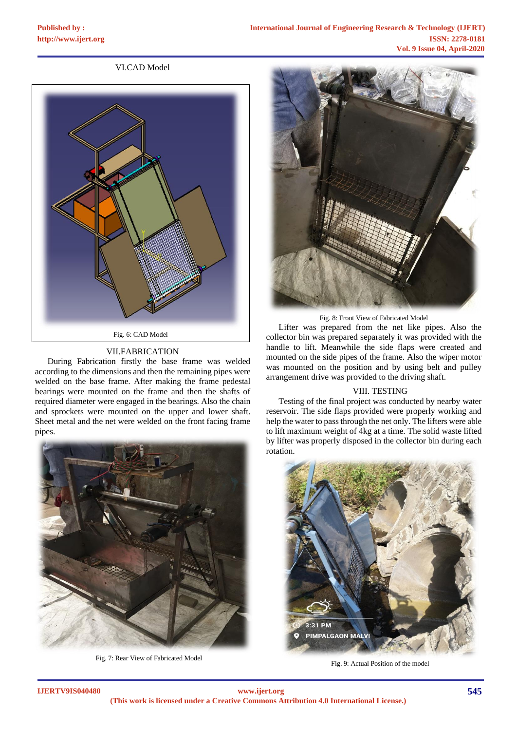## VI.CAD Model

Fig. 6: CAD Model

## VII.FABRICATION

During Fabrication firstly the base frame was welded according to the dimensions and then the remaining pipes were welded on the base frame. After making the frame pedestal bearings were mounted on the frame and then the shafts of required diameter were engaged in the bearings. Also the chain and sprockets were mounted on the upper and lower shaft. Sheet metal and the net were welded on the front facing frame pipes.

Fig. 7: Rear View of Fabricated Model

Fig. 8: Front View of Fabricated Model

Lifter was prepared from the net like pipes. Also the collector bin was prepared separately it was provided with the handle to lift. Meanwhile the side flaps were created and mounted on the side pipes of the frame. Also the wiper motor was mounted on the position and by using belt and pulley arrangement drive was provided to the driving shaft.

## VIII. TESTING

Testing of the final project was conducted by nearby water reservoir. The side flaps provided were properly working and help the water to pass through the net only. The lifters were able to lift maximum weight of 4kg at a time. The solid waste lifted by lifter was properly disposed in the collector bin during each rotation.

Fig. 9: Actual Position of the model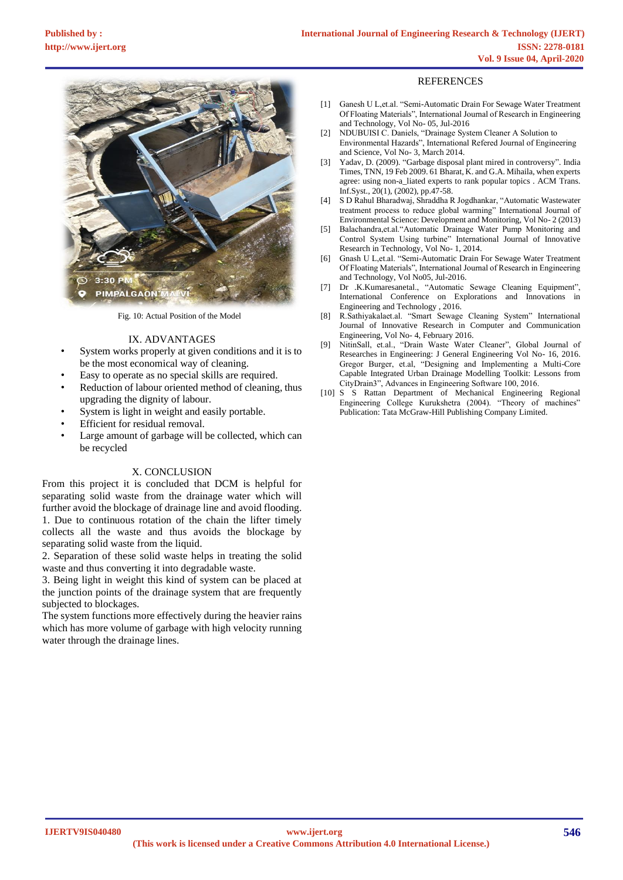Fig. 10: Actual Position of the Model

## IX. ADVANTAGES

- System works properly at given conditions and it is to be the most economical way of cleaning.
- Easy to operate as no special skills are required.
- Reduction of labour oriented method of cleaning, thus upgrading the dignity of labour.
- System is light in weight and easily portable.
- Efficient for residual removal.
- Large amount of garbage will be collected, which can be recycled

## X. CONCLUSION

From this project it is concluded that DCM is helpful for separating solid waste from the drainage water which will further avoid the blockage of drainage line and avoid flooding.
1. Due to continuous rotation of the chain the lifter timely collects all the waste and thus avoids the blockage by separating solid waste from the liquid.
2. Separation of these solid waste helps in treating the solid waste and thus converting it into degradable waste.
3. Being light in weight this kind of system can be placed at the junction points of the drainage system that are frequently subjected to blockages.
The system functions more effectively during the heavier rains which has more volume of garbage with high velocity running water through the drainage lines.

## REFERENCES

[1] Ganesh U L,et.al. "Semi-Automatic Drain For Sewage Water Treatment Of Floating Materials", International Journal of Research in Engineering and Technology, Vol No- 05, Jul-2016

[2] NDUBUISI C. Daniels, "Drainage System Cleaner A Solution to Environmental Hazards", International Refered Journal of Engineering and Science, Vol No- 3, March 2014.

[3] Yadav, D. (2009). "Garbage disposal plant mired in controversy". India Times, TNN, 19 Feb 2009. 61 Bharat, K. and G.A. Mihaila, when experts agree: using non-a_liated experts to rank popular topics . ACM Trans. Inf.Syst., 20(1), (2002), pp.47-58.

[4] S D Rahul Bharadwaj, Shraddha R Jogdhankar, "Automatic Wastewater treatment process to reduce global warming" International Journal of Environmental Science: Development and Monitoring, Vol No- 2 (2013)

[5] Balachandra,et.al."Automatic Drainage Water Pump Monitoring and Control System Using turbine" International Journal of Innovative Research in Technology, Vol No- 1, 2014.

[6] Gnash U L,et.al. "Semi-Automatic Drain For Sewage Water Treatment Of Floating Materials", International Journal of Research in Engineering and Technology, Vol No05, Jul-2016.

[7] Dr .K.Kumaresanetal., "Automatic Sewage Cleaning Equipment", International Conference on Explorations and Innovations in Engineering and Technology , 2016.

[8] R.Sathiyakalaet.al. "Smart Sewage Cleaning System" International Journal of Innovative Research in Computer and Communication Engineering, Vol No- 4, February 2016.

[9] NitinSall, et.al., "Drain Waste Water Cleaner", Global Journal of Researches in Engineering: J General Engineering Vol No- 16, 2016. Gregor Burger, et.al, "Designing and Implementing a Multi-Core Capable Integrated Urban Drainage Modelling Toolkit: Lessons from CityDrain3", Advances in Engineering Software 100, 2016.

[10] S S Rattan Department of Mechanical Engineering Regional Engineering College Kurukshetra (2004). "Theory of machines" Publication: Tata McGraw-Hill Publishing Company Limited.